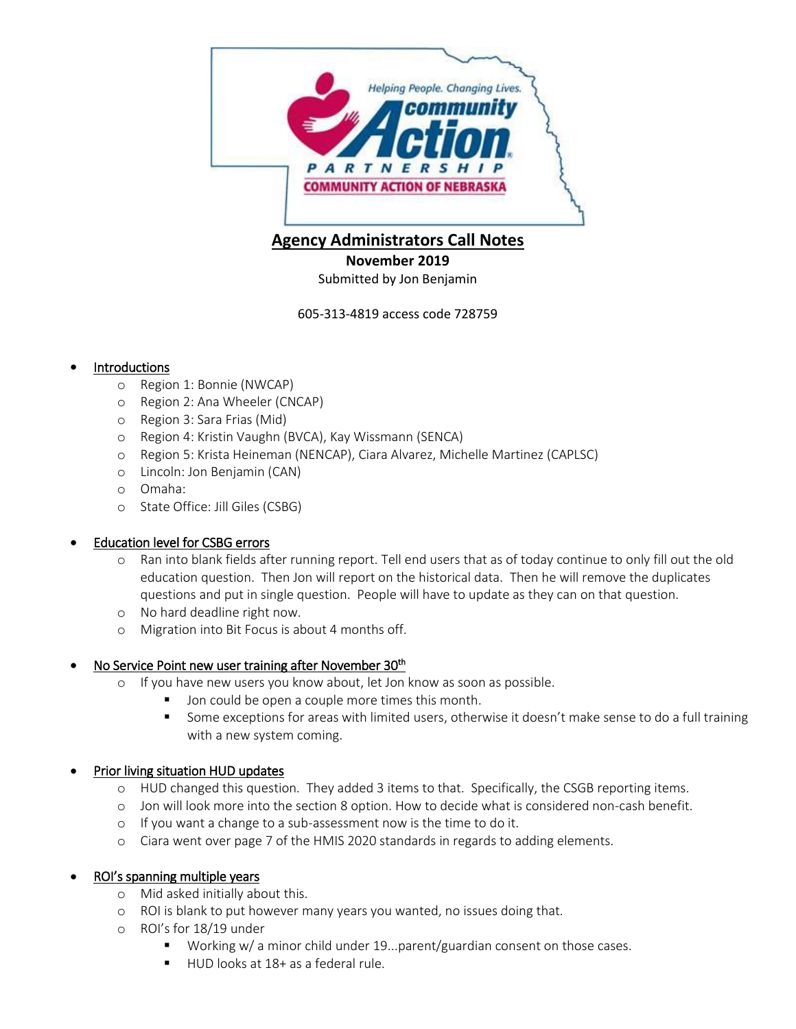# Agency Administrators Call Notes

**November 2019**

Submitted by Jon Benjamin

605-313-4819 access code 728759

- Introductions
  - Region 1: Bonnie (NWCAP)
  - Region 2: Ana Wheeler (CNCAP)
  - Region 3: Sara Frias (Mid)
  - Region 4: Kristin Vaughn (BVCA), Kay Wissmann (SENCA)
  - Region 5: Krista Heineman (NENCAP), Ciara Alvarez, Michelle Martinez (CAPLSC)
  - Lincoln: Jon Benjamin (CAN)
  - Omaha:
  - State Office: Jill Giles (CSBG)

- Education level for CSBG errors
  - Ran into blank fields after running report. Tell end users that as of today continue to only fill out the old education question. Then Jon will report on the historical data. Then he will remove the duplicates questions and put in single question. People will have to update as they can on that question.
  - No hard deadline right now.
  - Migration into Bit Focus is about 4 months off.

- No Service Point new user training after November 30th
  - If you have new users you know about, let Jon know as soon as possible.
    - Jon could be open a couple more times this month.
    - Some exceptions for areas with limited users, otherwise it doesn't make sense to do a full training with a new system coming.

- Prior living situation HUD updates
  - HUD changed this question. They added 3 items to that. Specifically, the CSGB reporting items.
  - Jon will look more into the section 8 option. How to decide what is considered non-cash benefit.
  - If you want a change to a sub-assessment now is the time to do it.
  - Ciara went over page 7 of the HMIS 2020 standards in regards to adding elements.

- ROI's spanning multiple years
  - Mid asked initially about this.
  - ROI is blank to put however many years you wanted, no issues doing that.
  - ROI's for 18/19 under
    - Working w/ a minor child under 19...parent/guardian consent on those cases.
    - HUD looks at 18+ as a federal rule.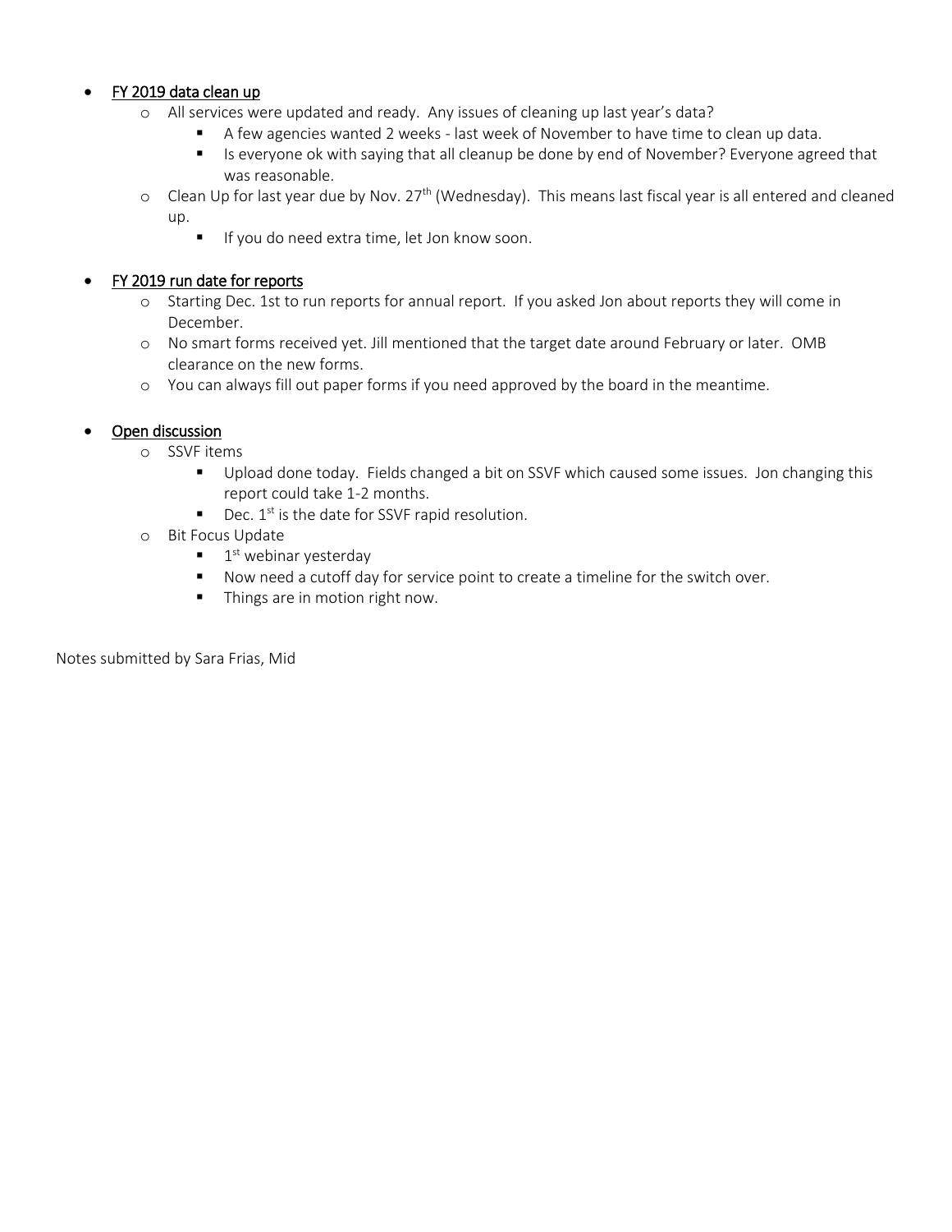- <u>FY 2019 data clean up</u>
  - All services were updated and ready. Any issues of cleaning up last year's data?
    - A few agencies wanted 2 weeks - last week of November to have time to clean up data.
    - Is everyone ok with saying that all cleanup be done by end of November? Everyone agreed that was reasonable.
  - Clean Up for last year due by Nov. 27th (Wednesday). This means last fiscal year is all entered and cleaned up.
    - If you do need extra time, let Jon know soon.

- <u>FY 2019 run date for reports</u>
  - Starting Dec. 1st to run reports for annual report. If you asked Jon about reports they will come in December.
  - No smart forms received yet. Jill mentioned that the target date around February or later. OMB clearance on the new forms.
  - You can always fill out paper forms if you need approved by the board in the meantime.

- <u>Open discussion</u>
  - SSVF items
    - Upload done today. Fields changed a bit on SSVF which caused some issues. Jon changing this report could take 1-2 months.
    - Dec. 1st is the date for SSVF rapid resolution.
  - Bit Focus Update
    - 1st webinar yesterday
    - Now need a cutoff day for service point to create a timeline for the switch over.
    - Things are in motion right now.

Notes submitted by Sara Frias, Mid